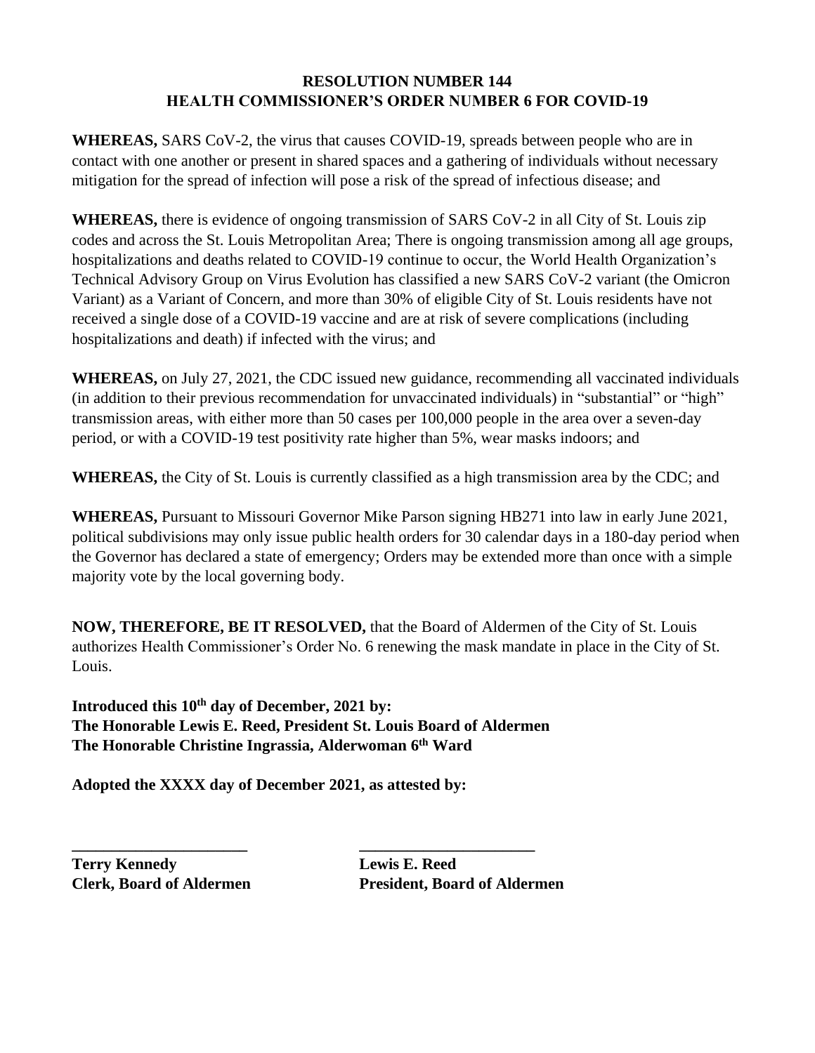**RESOLUTION NUMBER 144**
**HEALTH COMMISSIONER'S ORDER NUMBER 6 FOR COVID-19**

**WHEREAS,** SARS CoV-2, the virus that causes COVID-19, spreads between people who are in contact with one another or present in shared spaces and a gathering of individuals without necessary mitigation for the spread of infection will pose a risk of the spread of infectious disease; and

**WHEREAS,** there is evidence of ongoing transmission of SARS CoV-2 in all City of St. Louis zip codes and across the St. Louis Metropolitan Area; There is ongoing transmission among all age groups, hospitalizations and deaths related to COVID-19 continue to occur, the World Health Organization's Technical Advisory Group on Virus Evolution has classified a new SARS CoV-2 variant (the Omicron Variant) as a Variant of Concern, and more than 30% of eligible City of St. Louis residents have not received a single dose of a COVID-19 vaccine and are at risk of severe complications (including hospitalizations and death) if infected with the virus; and

**WHEREAS,** on July 27, 2021, the CDC issued new guidance, recommending all vaccinated individuals (in addition to their previous recommendation for unvaccinated individuals) in "substantial" or "high" transmission areas, with either more than 50 cases per 100,000 people in the area over a seven-day period, or with a COVID-19 test positivity rate higher than 5%, wear masks indoors; and

**WHEREAS,** the City of St. Louis is currently classified as a high transmission area by the CDC; and

**WHEREAS,** Pursuant to Missouri Governor Mike Parson signing HB271 into law in early June 2021, political subdivisions may only issue public health orders for 30 calendar days in a 180-day period when the Governor has declared a state of emergency; Orders may be extended more than once with a simple majority vote by the local governing body.

**NOW, THEREFORE, BE IT RESOLVED,** that the Board of Aldermen of the City of St. Louis authorizes Health Commissioner's Order No. 6 renewing the mask mandate in place in the City of St. Louis.

**Introduced this 10th day of December, 2021 by:**
**The Honorable Lewis E. Reed, President St. Louis Board of Aldermen**
**The Honorable Christine Ingrassia, Alderwoman 6th Ward**

**Adopted the XXXX day of December 2021, as attested by:**

| ______________________ | ______________________ |
|---|---|
| **Terry Kennedy** | **Lewis E. Reed** |
| **Clerk, Board of Aldermen** | **President, Board of Aldermen** |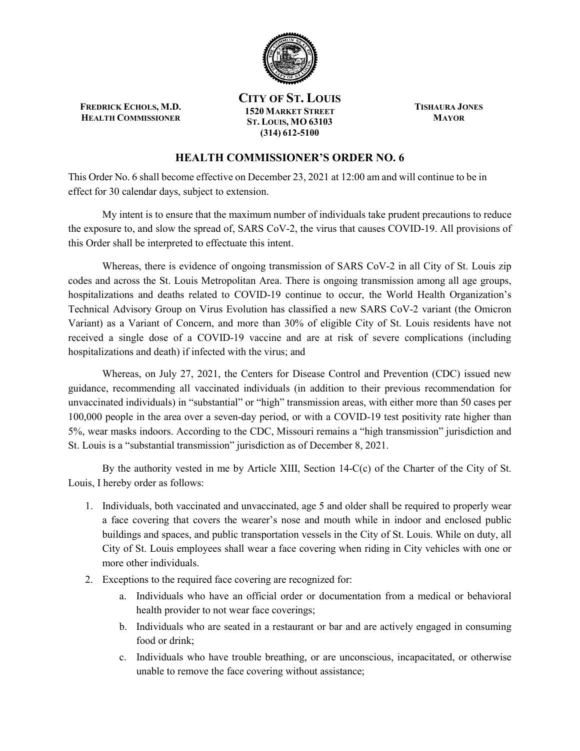**FREDRICK ECHOLS, M.D.**
**HEALTH COMMISSIONER**

**CITY OF ST. LOUIS**
**1520 MARKET STREET**
**ST. LOUIS, MO 63103**
**(314) 612-5100**

**TISHAURA JONES**
**MAYOR**

## HEALTH COMMISSIONER'S ORDER NO. 6

This Order No. 6 shall become effective on December 23, 2021 at 12:00 am and will continue to be in effect for 30 calendar days, subject to extension.

My intent is to ensure that the maximum number of individuals take prudent precautions to reduce the exposure to, and slow the spread of, SARS CoV-2, the virus that causes COVID-19. All provisions of this Order shall be interpreted to effectuate this intent.

Whereas, there is evidence of ongoing transmission of SARS CoV-2 in all City of St. Louis zip codes and across the St. Louis Metropolitan Area. There is ongoing transmission among all age groups, hospitalizations and deaths related to COVID-19 continue to occur, the World Health Organization's Technical Advisory Group on Virus Evolution has classified a new SARS CoV-2 variant (the Omicron Variant) as a Variant of Concern, and more than 30% of eligible City of St. Louis residents have not received a single dose of a COVID-19 vaccine and are at risk of severe complications (including hospitalizations and death) if infected with the virus; and

Whereas, on July 27, 2021, the Centers for Disease Control and Prevention (CDC) issued new guidance, recommending all vaccinated individuals (in addition to their previous recommendation for unvaccinated individuals) in "substantial" or "high" transmission areas, with either more than 50 cases per 100,000 people in the area over a seven-day period, or with a COVID-19 test positivity rate higher than 5%, wear masks indoors. According to the CDC, Missouri remains a "high transmission" jurisdiction and St. Louis is a "substantial transmission" jurisdiction as of December 8, 2021.

By the authority vested in me by Article XIII, Section 14-C(c) of the Charter of the City of St. Louis, I hereby order as follows:

1. Individuals, both vaccinated and unvaccinated, age 5 and older shall be required to properly wear a face covering that covers the wearer's nose and mouth while in indoor and enclosed public buildings and spaces, and public transportation vessels in the City of St. Louis. While on duty, all City of St. Louis employees shall wear a face covering when riding in City vehicles with one or more other individuals.
2. Exceptions to the required face covering are recognized for:
   a. Individuals who have an official order or documentation from a medical or behavioral health provider to not wear face coverings;
   b. Individuals who are seated in a restaurant or bar and are actively engaged in consuming food or drink;
   c. Individuals who have trouble breathing, or are unconscious, incapacitated, or otherwise unable to remove the face covering without assistance;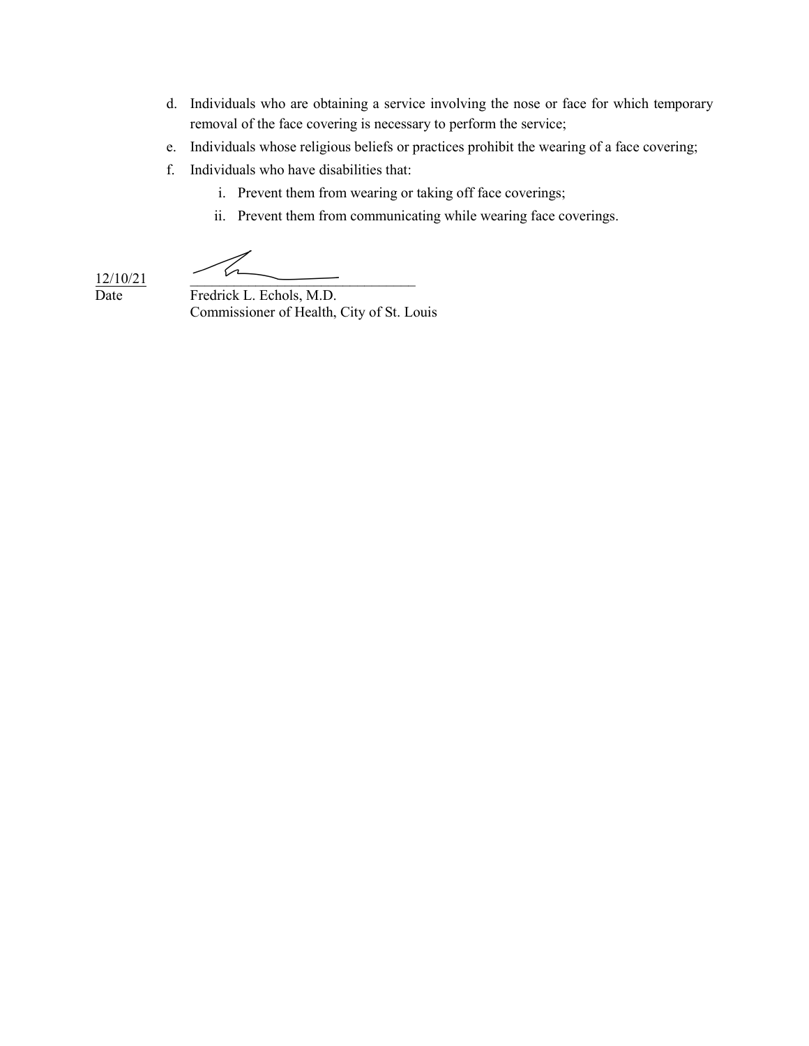d. Individuals who are obtaining a service involving the nose or face for which temporary removal of the face covering is necessary to perform the service;
e. Individuals whose religious beliefs or practices prohibit the wearing of a face covering;
f. Individuals who have disabilities that:
    i. Prevent them from wearing or taking off face coverings;
    ii. Prevent them from communicating while wearing face coverings.

12/10/21 ________________________________
Date Fredrick L. Echols, M.D.
Commissioner of Health, City of St. Louis